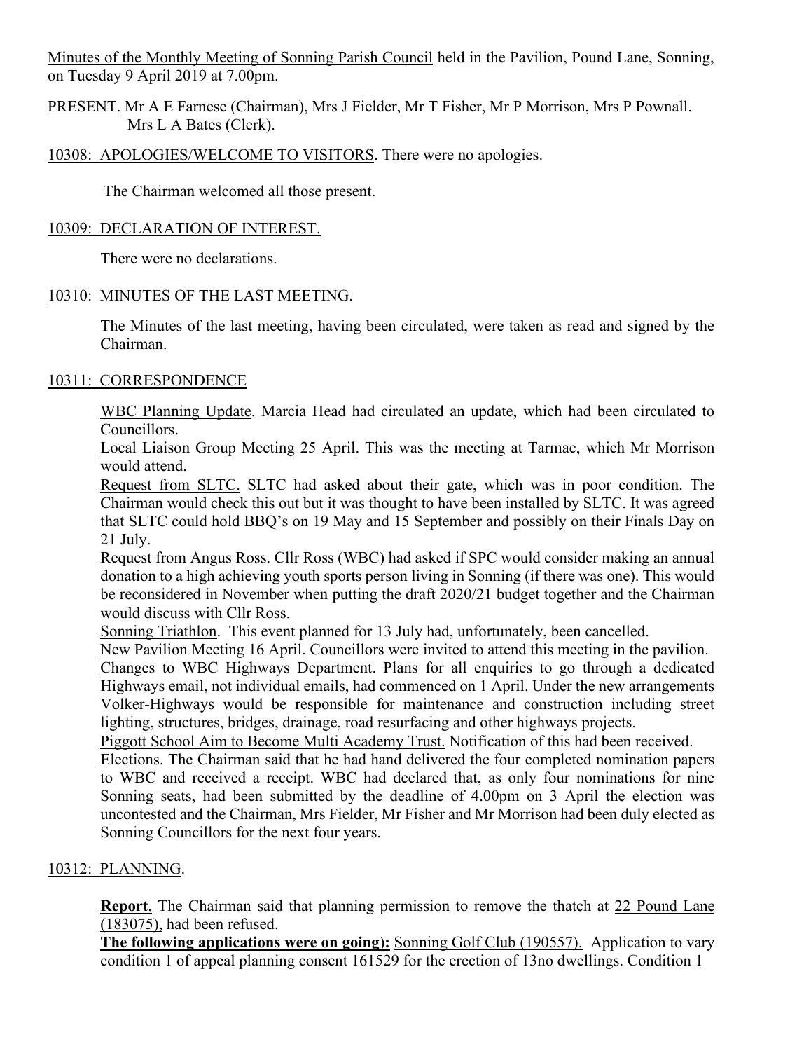Minutes of the Monthly Meeting of Sonning Parish Council held in the Pavilion, Pound Lane, Sonning, on Tuesday 9 April 2019 at 7.00pm.

PRESENT. Mr A E Farnese (Chairman), Mrs J Fielder, Mr T Fisher, Mr P Morrison, Mrs P Pownall. Mrs L A Bates (Clerk).

10308: APOLOGIES/WELCOME TO VISITORS. There were no apologies.

The Chairman welcomed all those present.

10309: DECLARATION OF INTEREST.

There were no declarations.

10310: MINUTES OF THE LAST MEETING.

The Minutes of the last meeting, having been circulated, were taken as read and signed by the Chairman.

10311: CORRESPONDENCE

WBC Planning Update. Marcia Head had circulated an update, which had been circulated to Councillors.

Local Liaison Group Meeting 25 April. This was the meeting at Tarmac, which Mr Morrison would attend.

Request from SLTC. SLTC had asked about their gate, which was in poor condition. The Chairman would check this out but it was thought to have been installed by SLTC. It was agreed that SLTC could hold BBQ's on 19 May and 15 September and possibly on their Finals Day on 21 July.

Request from Angus Ross. Cllr Ross (WBC) had asked if SPC would consider making an annual donation to a high achieving youth sports person living in Sonning (if there was one). This would be reconsidered in November when putting the draft 2020/21 budget together and the Chairman would discuss with Cllr Ross.

Sonning Triathlon. This event planned for 13 July had, unfortunately, been cancelled.

New Pavilion Meeting 16 April. Councillors were invited to attend this meeting in the pavilion.

Changes to WBC Highways Department. Plans for all enquiries to go through a dedicated Highways email, not individual emails, had commenced on 1 April. Under the new arrangements Volker-Highways would be responsible for maintenance and construction including street lighting, structures, bridges, drainage, road resurfacing and other highways projects.

Piggott School Aim to Become Multi Academy Trust. Notification of this had been received.

Elections. The Chairman said that he had hand delivered the four completed nomination papers to WBC and received a receipt. WBC had declared that, as only four nominations for nine Sonning seats, had been submitted by the deadline of 4.00pm on 3 April the election was uncontested and the Chairman, Mrs Fielder, Mr Fisher and Mr Morrison had been duly elected as Sonning Councillors for the next four years.

10312: PLANNING.

**Report**. The Chairman said that planning permission to remove the thatch at 22 Pound Lane (183075), had been refused.

**The following applications were on going):** Sonning Golf Club (190557). Application to vary condition 1 of appeal planning consent 161529 for the erection of 13no dwellings. Condition 1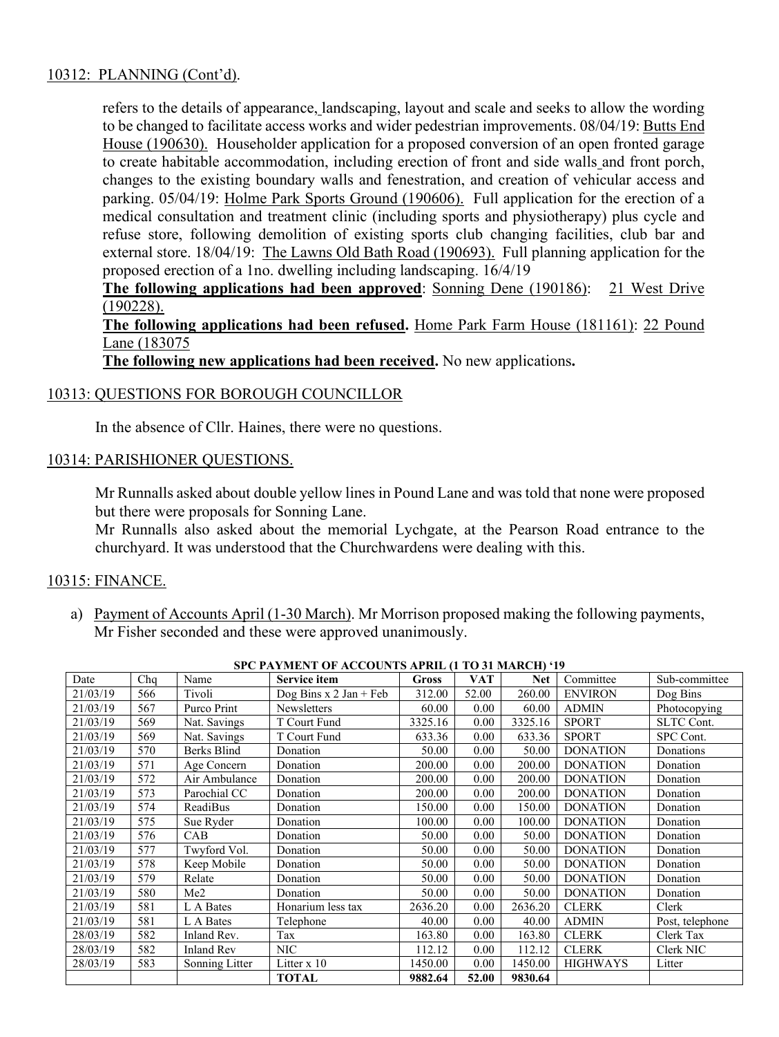## 10312: PLANNING (Cont'd).

refers to the details of appearance, landscaping, layout and scale and seeks to allow the wording to be changed to facilitate access works and wider pedestrian improvements. 08/04/19: Butts End House (190630). Householder application for a proposed conversion of an open fronted garage to create habitable accommodation, including erection of front and side walls and front porch, changes to the existing boundary walls and fenestration, and creation of vehicular access and parking. 05/04/19: Holme Park Sports Ground (190606). Full application for the erection of a medical consultation and treatment clinic (including sports and physiotherapy) plus cycle and refuse store, following demolition of existing sports club changing facilities, club bar and external store. 18/04/19: The Lawns Old Bath Road (190693). Full planning application for the proposed erection of a 1no. dwelling including landscaping. 16/4/19

**The following applications had been approved**: Sonning Dene (190186): 21 West Drive (190228).

**The following applications had been refused.** Home Park Farm House (181161): 22 Pound Lane (183075

**The following new applications had been received.** No new applications**.**

## 10313: QUESTIONS FOR BOROUGH COUNCILLOR

In the absence of Cllr. Haines, there were no questions.

## 10314: PARISHIONER QUESTIONS.

Mr Runnalls asked about double yellow lines in Pound Lane and was told that none were proposed but there were proposals for Sonning Lane.

Mr Runnalls also asked about the memorial Lychgate, at the Pearson Road entrance to the churchyard. It was understood that the Churchwardens were dealing with this.

## 10315: FINANCE.

a) Payment of Accounts April (1-30 March). Mr Morrison proposed making the following payments, Mr Fisher seconded and these were approved unanimously.

**SPC PAYMENT OF ACCOUNTS APRIL (1 TO 31 MARCH) '19**

| Date | Chq | Name | Service item | Gross | VAT | Net | Committee | Sub-committee |
|---|---|---|---|---|---|---|---|---|
| 21/03/19 | 566 | Tivoli | Dog Bins x 2 Jan + Feb | 312.00 | 52.00 | 260.00 | ENVIRON | Dog Bins |
| 21/03/19 | 567 | Purco Print | Newsletters | 60.00 | 0.00 | 60.00 | ADMIN | Photocopying |
| 21/03/19 | 569 | Nat. Savings | T Court Fund | 3325.16 | 0.00 | 3325.16 | SPORT | SLTC Cont. |
| 21/03/19 | 569 | Nat. Savings | T Court Fund | 633.36 | 0.00 | 633.36 | SPORT | SPC Cont. |
| 21/03/19 | 570 | Berks Blind | Donation | 50.00 | 0.00 | 50.00 | DONATION | Donations |
| 21/03/19 | 571 | Age Concern | Donation | 200.00 | 0.00 | 200.00 | DONATION | Donation |
| 21/03/19 | 572 | Air Ambulance | Donation | 200.00 | 0.00 | 200.00 | DONATION | Donation |
| 21/03/19 | 573 | Parochial CC | Donation | 200.00 | 0.00 | 200.00 | DONATION | Donation |
| 21/03/19 | 574 | ReadiBus | Donation | 150.00 | 0.00 | 150.00 | DONATION | Donation |
| 21/03/19 | 575 | Sue Ryder | Donation | 100.00 | 0.00 | 100.00 | DONATION | Donation |
| 21/03/19 | 576 | CAB | Donation | 50.00 | 0.00 | 50.00 | DONATION | Donation |
| 21/03/19 | 577 | Twyford Vol. | Donation | 50.00 | 0.00 | 50.00 | DONATION | Donation |
| 21/03/19 | 578 | Keep Mobile | Donation | 50.00 | 0.00 | 50.00 | DONATION | Donation |
| 21/03/19 | 579 | Relate | Donation | 50.00 | 0.00 | 50.00 | DONATION | Donation |
| 21/03/19 | 580 | Me2 | Donation | 50.00 | 0.00 | 50.00 | DONATION | Donation |
| 21/03/19 | 581 | L A Bates | Honarium less tax | 2636.20 | 0.00 | 2636.20 | CLERK | Clerk |
| 21/03/19 | 581 | L A Bates | Telephone | 40.00 | 0.00 | 40.00 | ADMIN | Post, telephone |
| 28/03/19 | 582 | Inland Rev. | Tax | 163.80 | 0.00 | 163.80 | CLERK | Clerk Tax |
| 28/03/19 | 582 | Inland Rev | NIC | 112.12 | 0.00 | 112.12 | CLERK | Clerk NIC |
| 28/03/19 | 583 | Sonning Litter | Litter x 10 | 1450.00 | 0.00 | 1450.00 | HIGHWAYS | Litter |
| | | | **TOTAL** | **9882.64** | **52.00** | **9830.64** | | |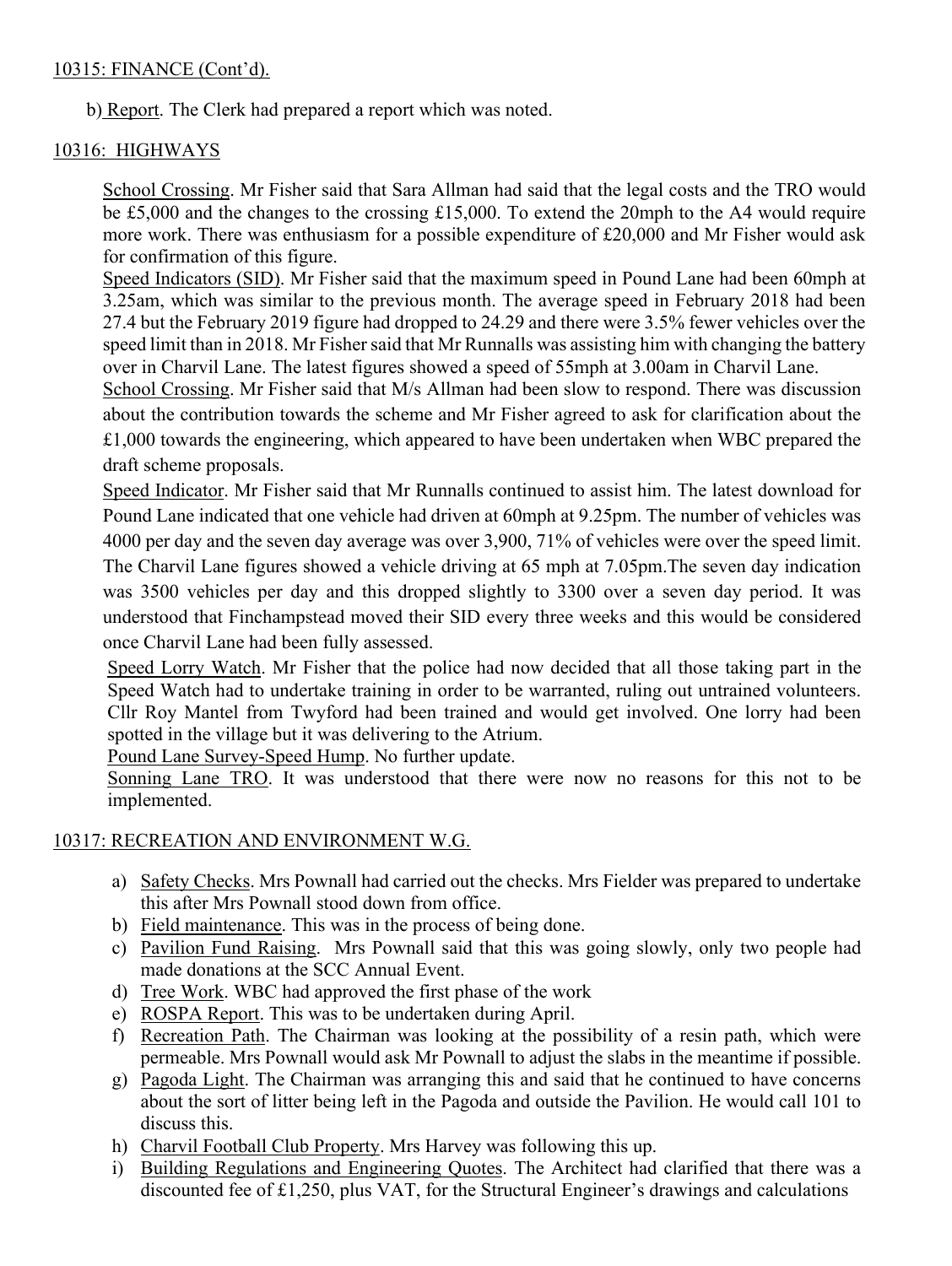10315: FINANCE (Cont'd).

b) Report. The Clerk had prepared a report which was noted.

10316: HIGHWAYS

School Crossing. Mr Fisher said that Sara Allman had said that the legal costs and the TRO would be £5,000 and the changes to the crossing £15,000. To extend the 20mph to the A4 would require more work. There was enthusiasm for a possible expenditure of £20,000 and Mr Fisher would ask for confirmation of this figure.

Speed Indicators (SID). Mr Fisher said that the maximum speed in Pound Lane had been 60mph at 3.25am, which was similar to the previous month. The average speed in February 2018 had been 27.4 but the February 2019 figure had dropped to 24.29 and there were 3.5% fewer vehicles over the speed limit than in 2018. Mr Fisher said that Mr Runnalls was assisting him with changing the battery over in Charvil Lane. The latest figures showed a speed of 55mph at 3.00am in Charvil Lane.

School Crossing. Mr Fisher said that M/s Allman had been slow to respond. There was discussion about the contribution towards the scheme and Mr Fisher agreed to ask for clarification about the £1,000 towards the engineering, which appeared to have been undertaken when WBC prepared the draft scheme proposals.

Speed Indicator. Mr Fisher said that Mr Runnalls continued to assist him. The latest download for Pound Lane indicated that one vehicle had driven at 60mph at 9.25pm. The number of vehicles was 4000 per day and the seven day average was over 3,900, 71% of vehicles were over the speed limit. The Charvil Lane figures showed a vehicle driving at 65 mph at 7.05pm.The seven day indication was 3500 vehicles per day and this dropped slightly to 3300 over a seven day period. It was understood that Finchampstead moved their SID every three weeks and this would be considered once Charvil Lane had been fully assessed.

Speed Lorry Watch. Mr Fisher that the police had now decided that all those taking part in the Speed Watch had to undertake training in order to be warranted, ruling out untrained volunteers. Cllr Roy Mantel from Twyford had been trained and would get involved. One lorry had been spotted in the village but it was delivering to the Atrium.

Pound Lane Survey-Speed Hump. No further update.

Sonning Lane TRO. It was understood that there were now no reasons for this not to be implemented.

10317: RECREATION AND ENVIRONMENT W.G.

a) Safety Checks. Mrs Pownall had carried out the checks. Mrs Fielder was prepared to undertake this after Mrs Pownall stood down from office.
b) Field maintenance. This was in the process of being done.
c) Pavilion Fund Raising. Mrs Pownall said that this was going slowly, only two people had made donations at the SCC Annual Event.
d) Tree Work. WBC had approved the first phase of the work
e) ROSPA Report. This was to be undertaken during April.
f) Recreation Path. The Chairman was looking at the possibility of a resin path, which were permeable. Mrs Pownall would ask Mr Pownall to adjust the slabs in the meantime if possible.
g) Pagoda Light. The Chairman was arranging this and said that he continued to have concerns about the sort of litter being left in the Pagoda and outside the Pavilion. He would call 101 to discuss this.
h) Charvil Football Club Property. Mrs Harvey was following this up.
i) Building Regulations and Engineering Quotes. The Architect had clarified that there was a discounted fee of £1,250, plus VAT, for the Structural Engineer's drawings and calculations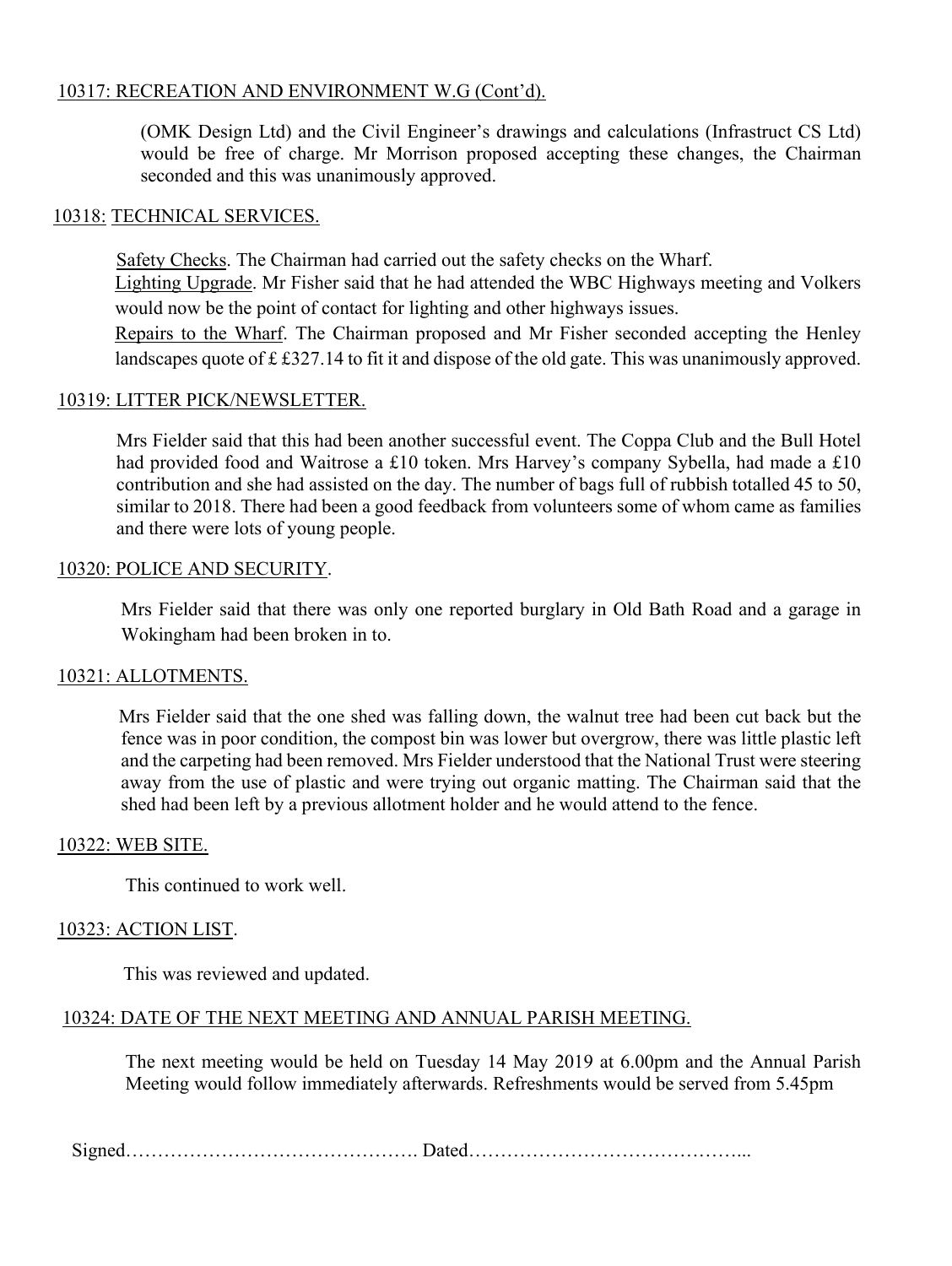10317: RECREATION AND ENVIRONMENT W.G (Cont'd).

(OMK Design Ltd) and the Civil Engineer's drawings and calculations (Infrastruct CS Ltd) would be free of charge. Mr Morrison proposed accepting these changes, the Chairman seconded and this was unanimously approved.

10318: TECHNICAL SERVICES.

Safety Checks. The Chairman had carried out the safety checks on the Wharf.

Lighting Upgrade. Mr Fisher said that he had attended the WBC Highways meeting and Volkers would now be the point of contact for lighting and other highways issues.

Repairs to the Wharf. The Chairman proposed and Mr Fisher seconded accepting the Henley landscapes quote of £ £327.14 to fit it and dispose of the old gate. This was unanimously approved.

10319: LITTER PICK/NEWSLETTER.

Mrs Fielder said that this had been another successful event. The Coppa Club and the Bull Hotel had provided food and Waitrose a £10 token. Mrs Harvey's company Sybella, had made a £10 contribution and she had assisted on the day. The number of bags full of rubbish totalled 45 to 50, similar to 2018. There had been a good feedback from volunteers some of whom came as families and there were lots of young people.

10320: POLICE AND SECURITY.

Mrs Fielder said that there was only one reported burglary in Old Bath Road and a garage in Wokingham had been broken in to.

10321: ALLOTMENTS.

Mrs Fielder said that the one shed was falling down, the walnut tree had been cut back but the fence was in poor condition, the compost bin was lower but overgrow, there was little plastic left and the carpeting had been removed. Mrs Fielder understood that the National Trust were steering away from the use of plastic and were trying out organic matting. The Chairman said that the shed had been left by a previous allotment holder and he would attend to the fence.

10322: WEB SITE.

This continued to work well.

10323: ACTION LIST.

This was reviewed and updated.

10324: DATE OF THE NEXT MEETING AND ANNUAL PARISH MEETING.

The next meeting would be held on Tuesday 14 May 2019 at 6.00pm and the Annual Parish Meeting would follow immediately afterwards. Refreshments would be served from 5.45pm

Signed………………………………………. Dated……………………………………...